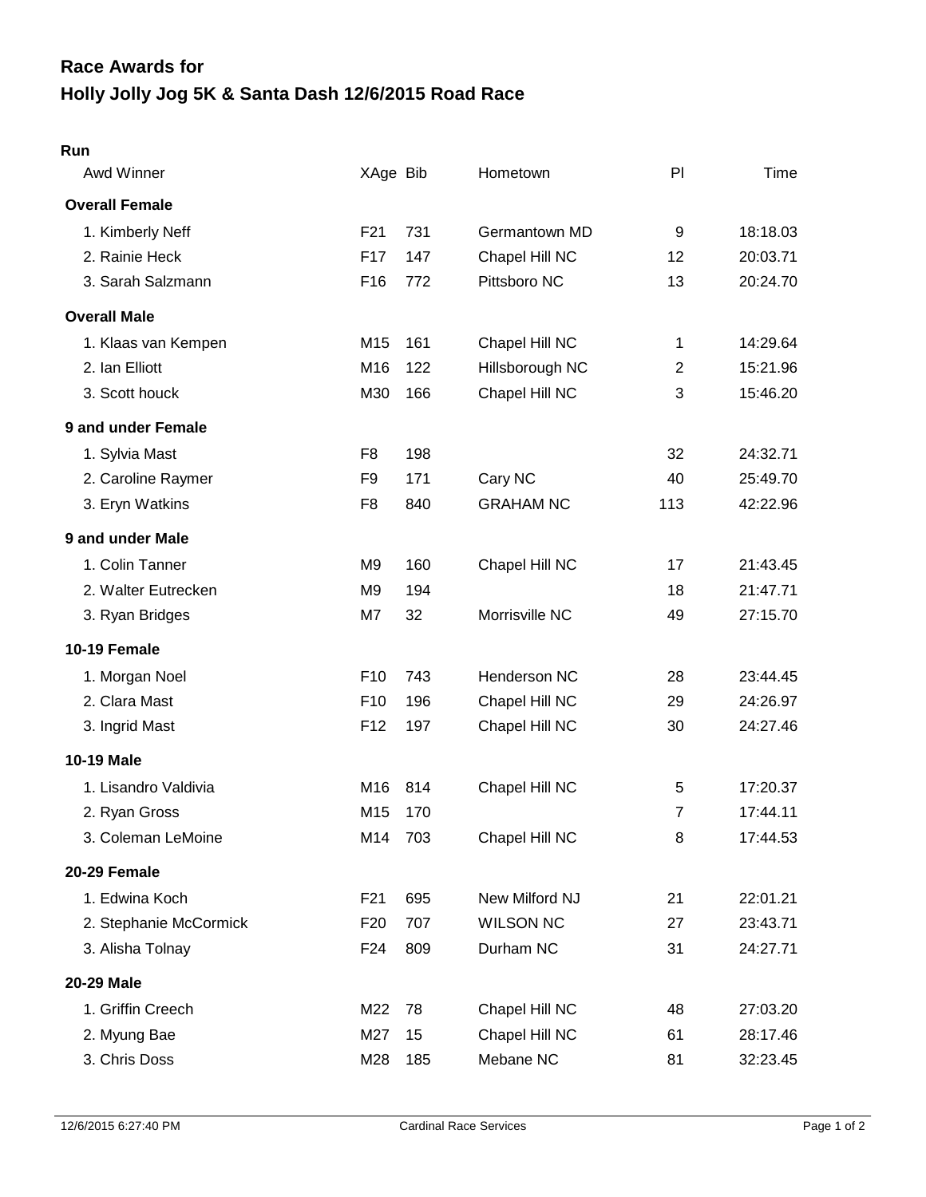# Race Awards for
# Holly Jolly Jog 5K & Santa Dash 12/6/2015 Road Race

**Run**

| Awd Winner | XAge | Bib | Hometown | Pl | Time |
|---|---|---|---|---|---|
| **Overall Female** | | | | | |
| 1. Kimberly Neff | F21 | 731 | Germantown MD | 9 | 18:18.03 |
| 2. Rainie Heck | F17 | 147 | Chapel Hill NC | 12 | 20:03.71 |
| 3. Sarah Salzmann | F16 | 772 | Pittsboro NC | 13 | 20:24.70 |
| **Overall Male** | | | | | |
| 1. Klaas van Kempen | M15 | 161 | Chapel Hill NC | 1 | 14:29.64 |
| 2. Ian Elliott | M16 | 122 | Hillsborough NC | 2 | 15:21.96 |
| 3. Scott houck | M30 | 166 | Chapel Hill NC | 3 | 15:46.20 |
| **9 and under Female** | | | | | |
| 1. Sylvia Mast | F8 | 198 | | 32 | 24:32.71 |
| 2. Caroline Raymer | F9 | 171 | Cary NC | 40 | 25:49.70 |
| 3. Eryn Watkins | F8 | 840 | GRAHAM NC | 113 | 42:22.96 |
| **9 and under Male** | | | | | |
| 1. Colin Tanner | M9 | 160 | Chapel Hill NC | 17 | 21:43.45 |
| 2. Walter Eutrecken | M9 | 194 | | 18 | 21:47.71 |
| 3. Ryan Bridges | M7 | 32 | Morrisville NC | 49 | 27:15.70 |
| **10-19 Female** | | | | | |
| 1. Morgan Noel | F10 | 743 | Henderson NC | 28 | 23:44.45 |
| 2. Clara Mast | F10 | 196 | Chapel Hill NC | 29 | 24:26.97 |
| 3. Ingrid Mast | F12 | 197 | Chapel Hill NC | 30 | 24:27.46 |
| **10-19 Male** | | | | | |
| 1. Lisandro Valdivia | M16 | 814 | Chapel Hill NC | 5 | 17:20.37 |
| 2. Ryan Gross | M15 | 170 | | 7 | 17:44.11 |
| 3. Coleman LeMoine | M14 | 703 | Chapel Hill NC | 8 | 17:44.53 |
| **20-29 Female** | | | | | |
| 1. Edwina Koch | F21 | 695 | New Milford NJ | 21 | 22:01.21 |
| 2. Stephanie McCormick | F20 | 707 | WILSON NC | 27 | 23:43.71 |
| 3. Alisha Tolnay | F24 | 809 | Durham NC | 31 | 24:27.71 |
| **20-29 Male** | | | | | |
| 1. Griffin Creech | M22 | 78 | Chapel Hill NC | 48 | 27:03.20 |
| 2. Myung Bae | M27 | 15 | Chapel Hill NC | 61 | 28:17.46 |
| 3. Chris Doss | M28 | 185 | Mebane NC | 81 | 32:23.45 |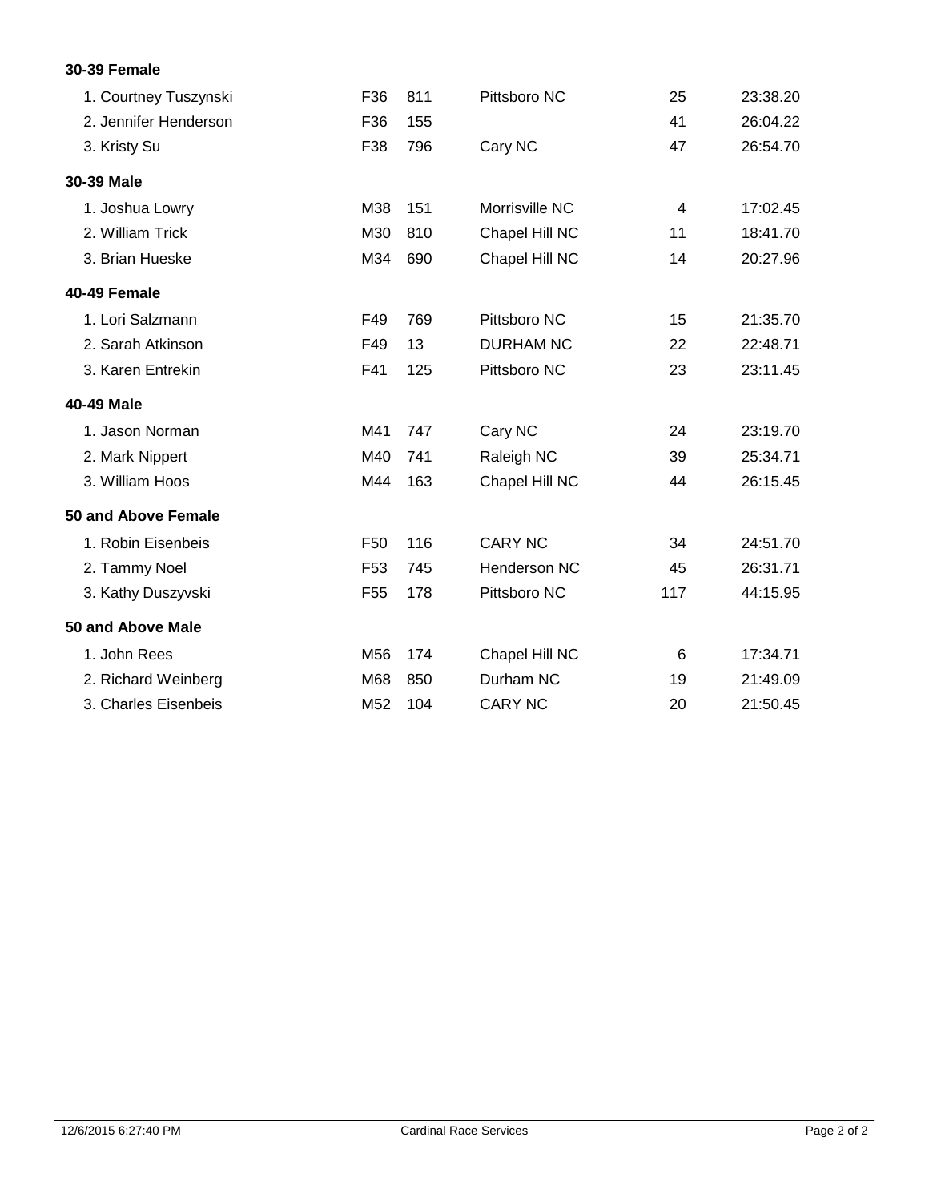**30-39 Female**

| | | | | | |
|---|---|---|---|---|---|
| 1. Courtney Tuszynski | F36 | 811 | Pittsboro NC | 25 | 23:38.20 |
| 2. Jennifer Henderson | F36 | 155 | | 41 | 26:04.22 |
| 3. Kristy Su | F38 | 796 | Cary NC | 47 | 26:54.70 |

**30-39 Male**

| | | | | | |
|---|---|---|---|---|---|
| 1. Joshua Lowry | M38 | 151 | Morrisville NC | 4 | 17:02.45 |
| 2. William Trick | M30 | 810 | Chapel Hill NC | 11 | 18:41.70 |
| 3. Brian Hueske | M34 | 690 | Chapel Hill NC | 14 | 20:27.96 |

**40-49 Female**

| | | | | | |
|---|---|---|---|---|---|
| 1. Lori Salzmann | F49 | 769 | Pittsboro NC | 15 | 21:35.70 |
| 2. Sarah Atkinson | F49 | 13 | DURHAM NC | 22 | 22:48.71 |
| 3. Karen Entrekin | F41 | 125 | Pittsboro NC | 23 | 23:11.45 |

**40-49 Male**

| | | | | | |
|---|---|---|---|---|---|
| 1. Jason Norman | M41 | 747 | Cary NC | 24 | 23:19.70 |
| 2. Mark Nippert | M40 | 741 | Raleigh NC | 39 | 25:34.71 |
| 3. William Hoos | M44 | 163 | Chapel Hill NC | 44 | 26:15.45 |

**50 and Above Female**

| | | | | | |
|---|---|---|---|---|---|
| 1. Robin Eisenbeis | F50 | 116 | CARY NC | 34 | 24:51.70 |
| 2. Tammy Noel | F53 | 745 | Henderson NC | 45 | 26:31.71 |
| 3. Kathy Duszyvski | F55 | 178 | Pittsboro NC | 117 | 44:15.95 |

**50 and Above Male**

| | | | | | |
|---|---|---|---|---|---|
| 1. John Rees | M56 | 174 | Chapel Hill NC | 6 | 17:34.71 |
| 2. Richard Weinberg | M68 | 850 | Durham NC | 19 | 21:49.09 |
| 3. Charles Eisenbeis | M52 | 104 | CARY NC | 20 | 21:50.45 |